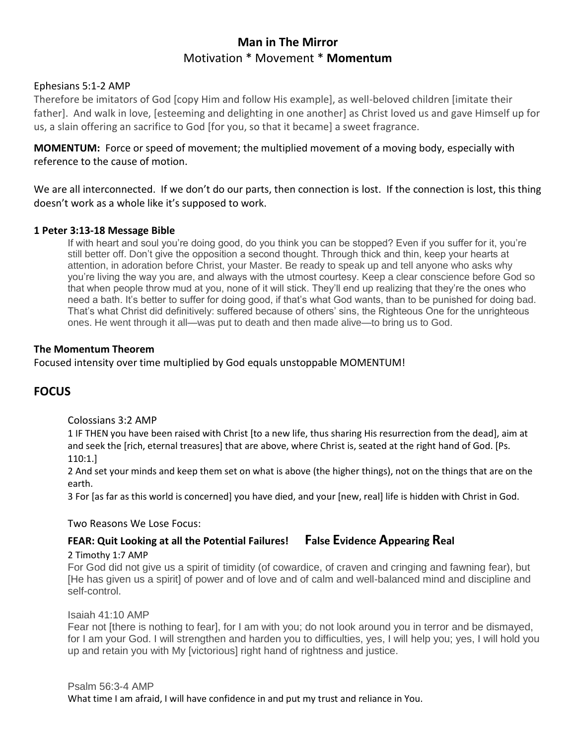# Man in The Mirror

Motivation * Movement * **Momentum**

Ephesians 5:1-2 AMP

Therefore be imitators of God [copy Him and follow His example], as well-beloved children [imitate their father]. And walk in love, [esteeming and delighting in one another] as Christ loved us and gave Himself up for us, a slain offering an sacrifice to God [for you, so that it became] a sweet fragrance.

**MOMENTUM:** Force or speed of movement; the multiplied movement of a moving body, especially with reference to the cause of motion.

We are all interconnected. If we don't do our parts, then connection is lost. If the connection is lost, this thing doesn't work as a whole like it's supposed to work.

**1 Peter 3:13-18 Message Bible**

> If with heart and soul you're doing good, do you think you can be stopped? Even if you suffer for it, you're still better off. Don't give the opposition a second thought. Through thick and thin, keep your hearts at attention, in adoration before Christ, your Master. Be ready to speak up and tell anyone who asks why you're living the way you are, and always with the utmost courtesy. Keep a clear conscience before God so that when people throw mud at you, none of it will stick. They'll end up realizing that they're the ones who need a bath. It's better to suffer for doing good, if that's what God wants, than to be punished for doing bad. That's what Christ did definitively: suffered because of others' sins, the Righteous One for the unrighteous ones. He went through it all—was put to death and then made alive—to bring us to God.

**The Momentum Theorem**

Focused intensity over time multiplied by God equals unstoppable MOMENTUM!

## FOCUS

Colossians 3:2 AMP

1 IF THEN you have been raised with Christ [to a new life, thus sharing His resurrection from the dead], aim at and seek the [rich, eternal treasures] that are above, where Christ is, seated at the right hand of God. [Ps. 110:1.]

2 And set your minds and keep them set on what is above (the higher things), not on the things that are on the earth.

3 For [as far as this world is concerned] you have died, and your [new, real] life is hidden with Christ in God.

Two Reasons We Lose Focus:

### FEAR: Quit Looking at all the Potential Failures! **F**alse **E**vidence **A**ppearing **R**eal

2 Timothy 1:7 AMP

For God did not give us a spirit of timidity (of cowardice, of craven and cringing and fawning fear), but [He has given us a spirit] of power and of love and of calm and well-balanced mind and discipline and self-control.

Isaiah 41:10 AMP

Fear not [there is nothing to fear], for I am with you; do not look around you in terror and be dismayed, for I am your God. I will strengthen and harden you to difficulties, yes, I will help you; yes, I will hold you up and retain you with My [victorious] right hand of rightness and justice.

Psalm 56:3-4 AMP

What time I am afraid, I will have confidence in and put my trust and reliance in You.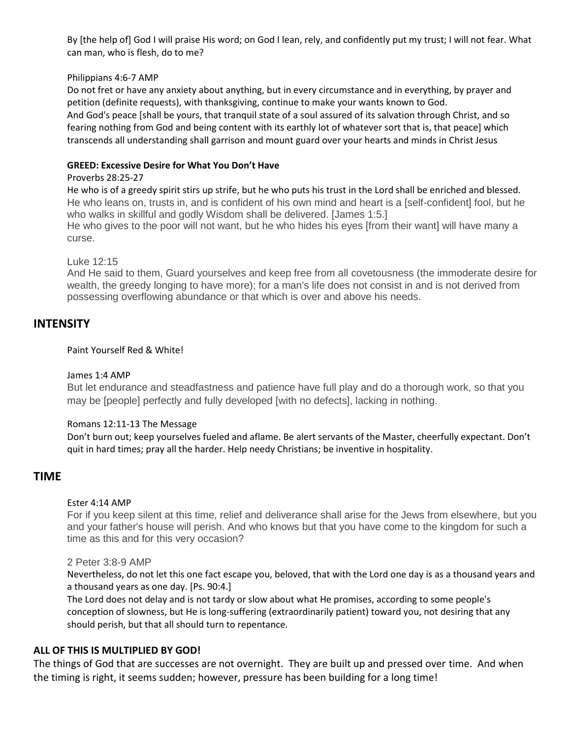By [the help of] God I will praise His word; on God I lean, rely, and confidently put my trust; I will not fear. What can man, who is flesh, do to me?

Philippians 4:6-7 AMP

Do not fret or have any anxiety about anything, but in every circumstance and in everything, by prayer and petition (definite requests), with thanksgiving, continue to make your wants known to God.

And God's peace [shall be yours, that tranquil state of a soul assured of its salvation through Christ, and so fearing nothing from God and being content with its earthly lot of whatever sort that is, that peace] which transcends all understanding shall garrison and mount guard over your hearts and minds in Christ Jesus

**GREED: Excessive Desire for What You Don't Have**

Proverbs 28:25-27

He who is of a greedy spirit stirs up strife, but he who puts his trust in the Lord shall be enriched and blessed.

He who leans on, trusts in, and is confident of his own mind and heart is a [self-confident] fool, but he who walks in skillful and godly Wisdom shall be delivered. [James 1:5.]

He who gives to the poor will not want, but he who hides his eyes [from their want] will have many a curse.

Luke 12:15

And He said to them, Guard yourselves and keep free from all covetousness (the immoderate desire for wealth, the greedy longing to have more); for a man's life does not consist in and is not derived from possessing overflowing abundance or that which is over and above his needs.

## INTENSITY

Paint Yourself Red & White!

James 1:4 AMP

But let endurance and steadfastness and patience have full play and do a thorough work, so that you may be [people] perfectly and fully developed [with no defects], lacking in nothing.

Romans 12:11-13 The Message

Don't burn out; keep yourselves fueled and aflame. Be alert servants of the Master, cheerfully expectant. Don't quit in hard times; pray all the harder. Help needy Christians; be inventive in hospitality.

## TIME

Ester 4:14 AMP

For if you keep silent at this time, relief and deliverance shall arise for the Jews from elsewhere, but you and your father's house will perish. And who knows but that you have come to the kingdom for such a time as this and for this very occasion?

2 Peter 3:8-9 AMP

Nevertheless, do not let this one fact escape you, beloved, that with the Lord one day is as a thousand years and a thousand years as one day. [Ps. 90:4.]

The Lord does not delay and is not tardy or slow about what He promises, according to some people's conception of slowness, but He is long-suffering (extraordinarily patient) toward you, not desiring that any should perish, but that all should turn to repentance.

**ALL OF THIS IS MULTIPLIED BY GOD!**

The things of God that are successes are not overnight. They are built up and pressed over time. And when the timing is right, it seems sudden; however, pressure has been building for a long time!